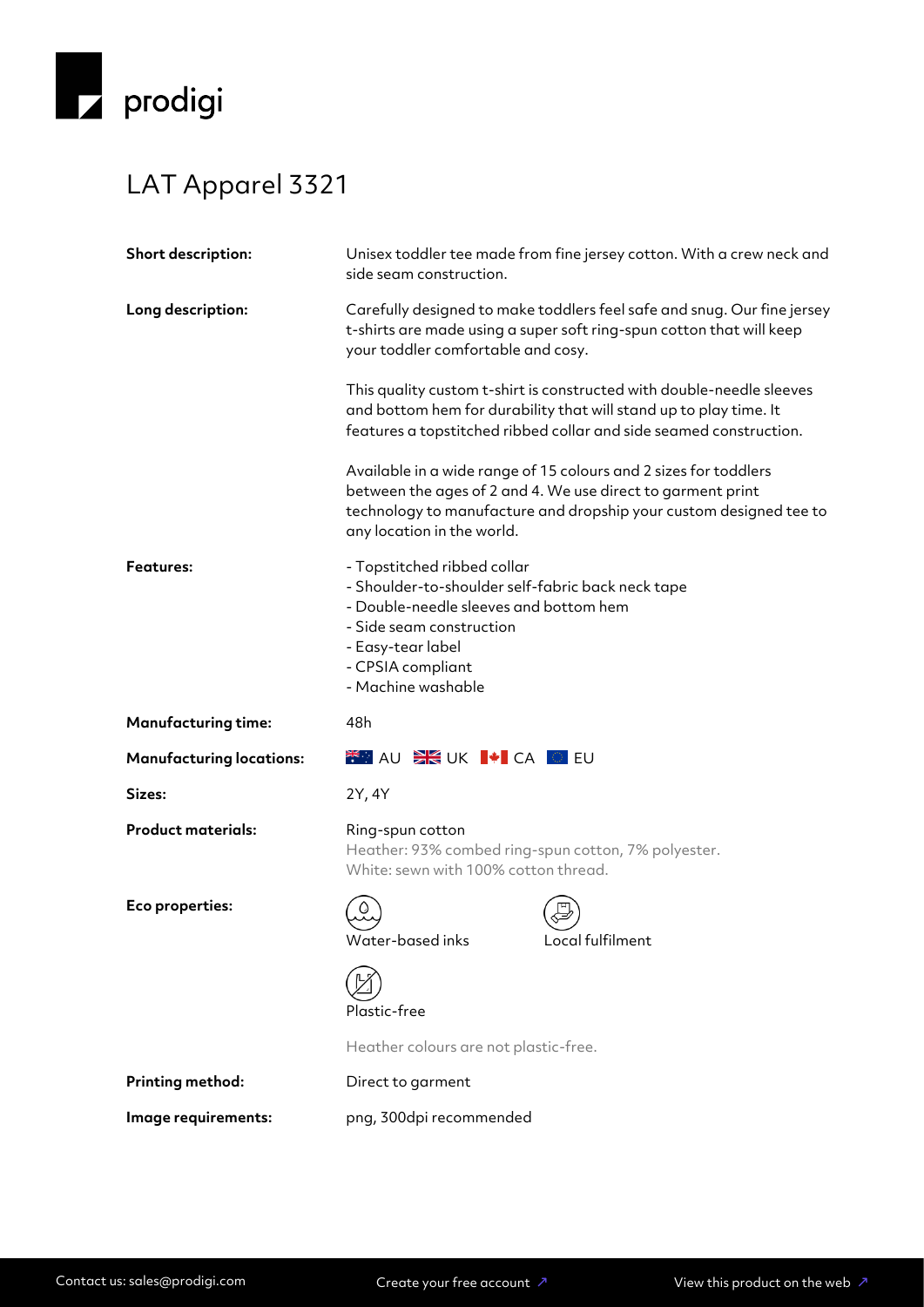prodigi

# LAT Apparel 3321

**Short description:** Unisex toddler tee made from fine jersey cotton. With a crew neck and side seam construction.

**Long description:** Carefully designed to make toddlers feel safe and snug. Our fine jersey t-shirts are made using a super soft ring-spun cotton that will keep your toddler comfortable and cosy.

This quality custom t-shirt is constructed with double-needle sleeves and bottom hem for durability that will stand up to play time. It features a topstitched ribbed collar and side seamed construction.

Available in a wide range of 15 colours and 2 sizes for toddlers between the ages of 2 and 4. We use direct to garment print technology to manufacture and dropship your custom designed tee to any location in the world.

**Features:**

- Topstitched ribbed collar
- Shoulder-to-shoulder self-fabric back neck tape
- Double-needle sleeves and bottom hem
- Side seam construction
- Easy-tear label
- CPSIA compliant
- Machine washable

**Manufacturing time:** 48h

**Manufacturing locations:** AU UK CA EU

**Sizes:** 2Y, 4Y

**Product materials:** Ring-spun cotton
Heather: 93% combed ring-spun cotton, 7% polyester.
White: sewn with 100% cotton thread.

**Eco properties:**

Water-based inks

Local fulfilment

Plastic-free

Heather colours are not plastic-free.

**Printing method:** Direct to garment

**Image requirements:** png, 300dpi recommended

Contact us: sales@prodigi.com

Create your free account ↗

View this product on the web ↗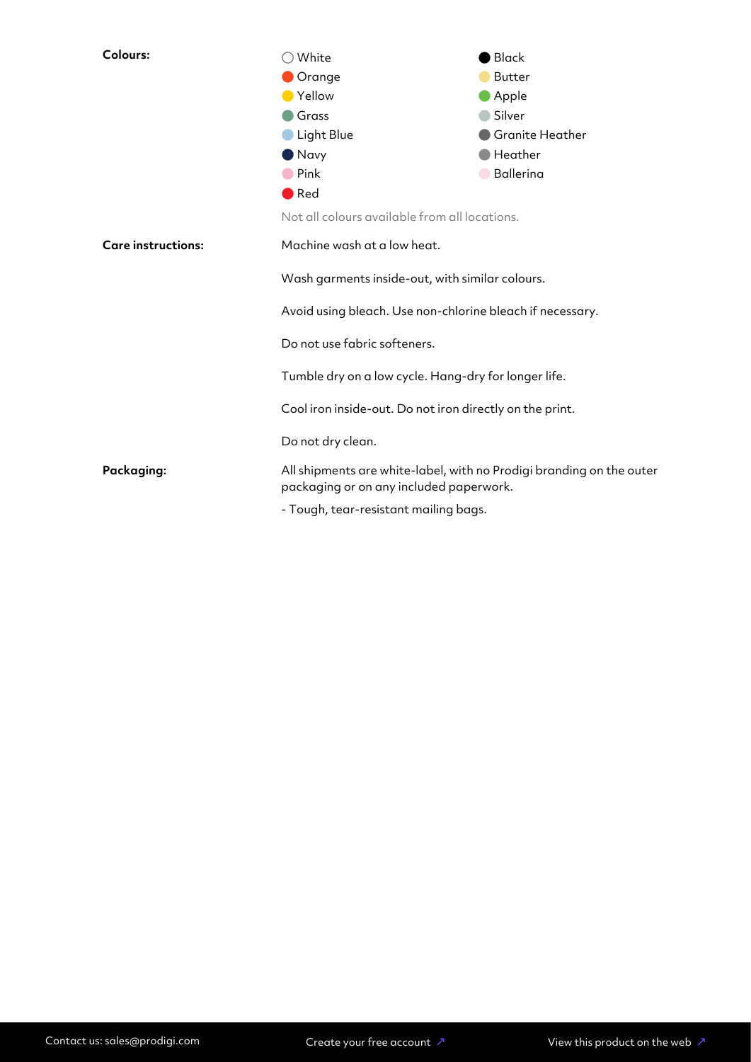**Colours:**

- White
- Black
- Orange
- Butter
- Yellow
- Apple
- Grass
- Silver
- Light Blue
- Granite Heather
- Navy
- Heather
- Pink
- Ballerina
- Red

Not all colours available from all locations.

**Care instructions:**

Machine wash at a low heat.

Wash garments inside-out, with similar colours.

Avoid using bleach. Use non-chlorine bleach if necessary.

Do not use fabric softeners.

Tumble dry on a low cycle. Hang-dry for longer life.

Cool iron inside-out. Do not iron directly on the print.

Do not dry clean.

**Packaging:**

All shipments are white-label, with no Prodigi branding on the outer packaging or on any included paperwork.

- Tough, tear-resistant mailing bags.

Contact us: sales@prodigi.com

Create your free account ↗

View this product on the web ↗